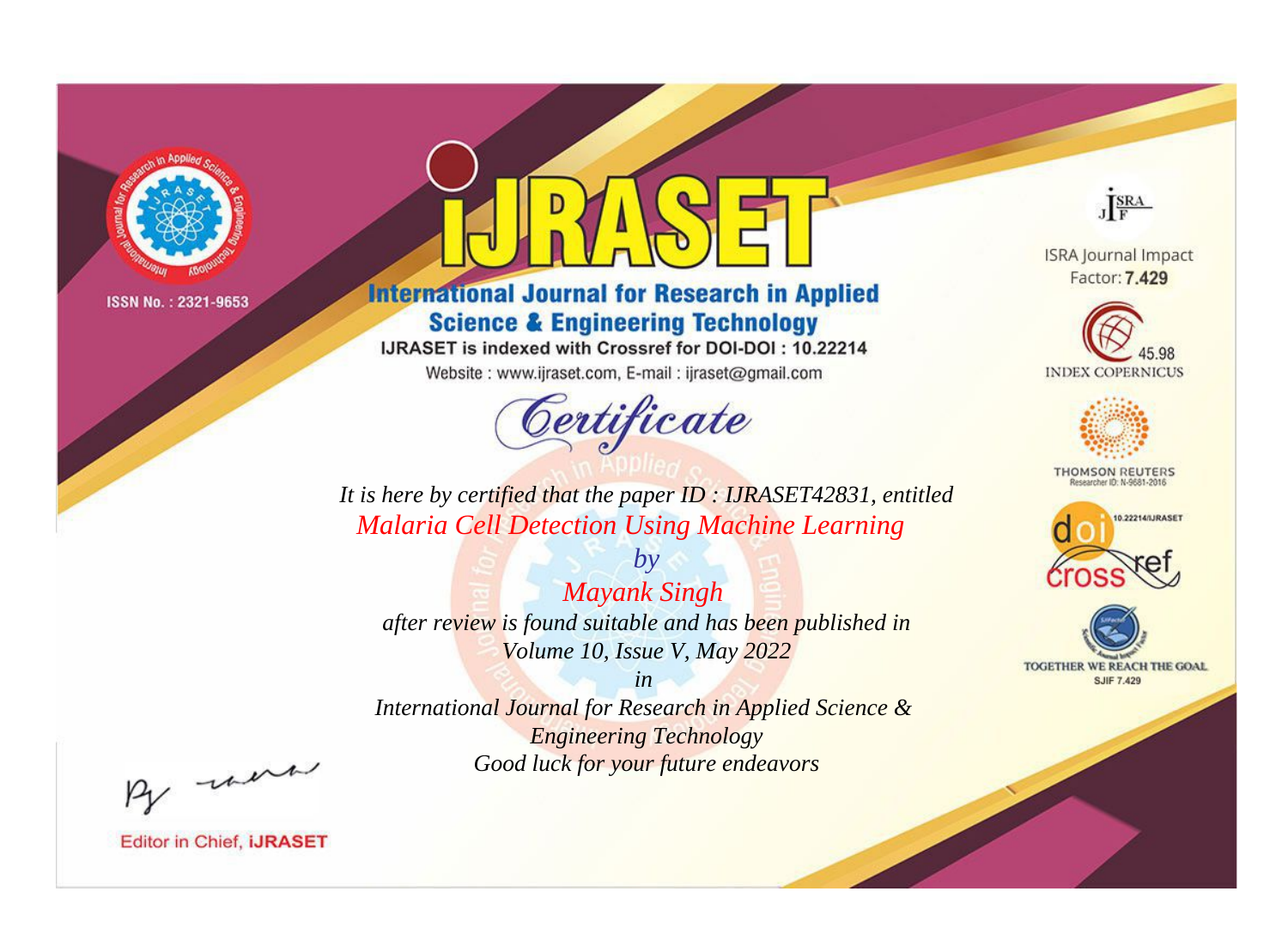ISSN No. : 2321-9653

# iJRASET

## International Journal for Research in Applied Science & Engineering Technology

IJRASET is indexed with Crossref for DOI-DOI : 10.22214

Website : www.ijraset.com, E-mail : ijraset@gmail.com

ISRA Journal Impact Factor: **7.429**

45.98 INDEX COPERNICUS

THOMSON REUTERS Researcher ID: N-9681-2016

10.22214/IJRASET

TOGETHER WE REACH THE GOAL SJIF 7.429

# *Certificate*

*It is here by certified that the paper ID : IJRASET42831, entitled*

*Malaria Cell Detection Using Machine Learning*

*by*

*Mayank Singh*

*after review is found suitable and has been published in*

*Volume 10, Issue V, May 2022*

*in*

*International Journal for Research in Applied Science & Engineering Technology*

*Good luck for your future endeavors*

Editor in Chief, **iJRASET**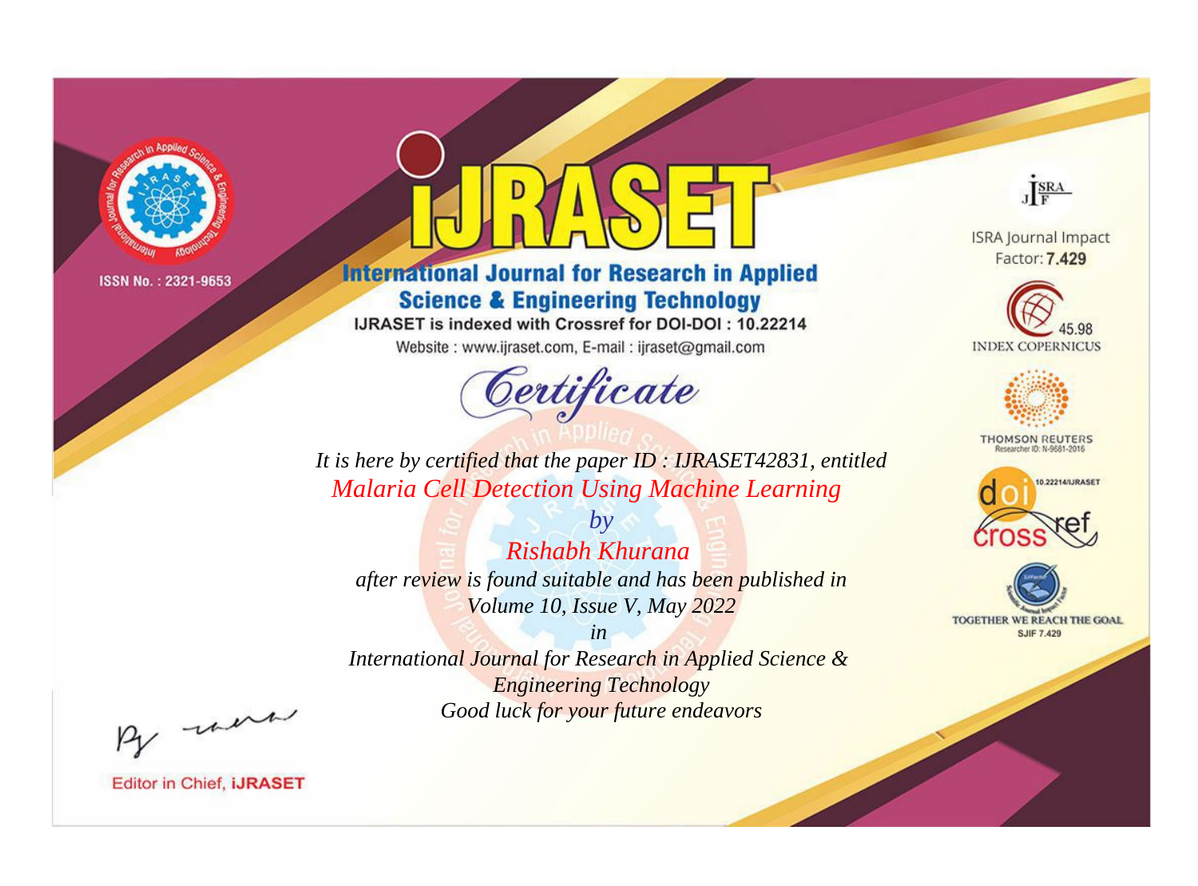ISSN No. : 2321-9653

# iJRASET

## International Journal for Research in Applied Science & Engineering Technology

IJRASET is indexed with Crossref for DOI-DOI : 10.22214

Website : www.ijraset.com, E-mail : ijraset@gmail.com

ISRA Journal Impact Factor: **7.429**

45.98 INDEX COPERNICUS

THOMSON REUTERS Researcher ID: N-9681-2016

10.22214/IJRASET

TOGETHER WE REACH THE GOAL SJIF 7.429

# *Certificate*

*It is here by certified that the paper ID : IJRASET42831, entitled*

*Malaria Cell Detection Using Machine Learning*

*by*

*Rishabh Khurana*

*after review is found suitable and has been published in*

*Volume 10, Issue V, May 2022*

*in*

*International Journal for Research in Applied Science & Engineering Technology*

*Good luck for your future endeavors*

Editor in Chief, **iJRASET**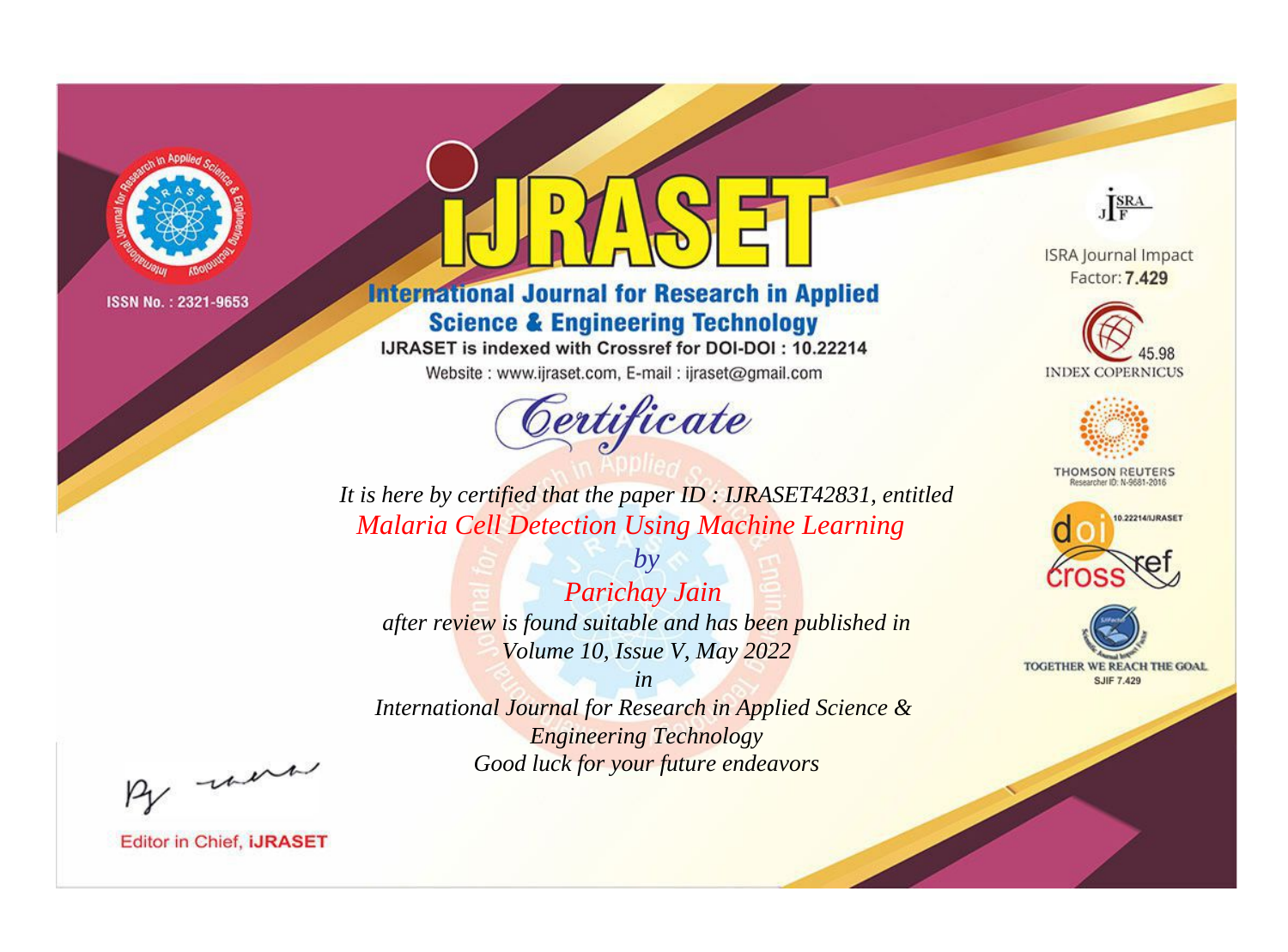ISSN No. : 2321-9653

# iJRASET

## International Journal for Research in Applied Science & Engineering Technology

IJRASET is indexed with Crossref for DOI-DOI : 10.22214

Website : www.ijraset.com, E-mail : ijraset@gmail.com

ISRA Journal Impact Factor: **7.429**

45.98 INDEX COPERNICUS

THOMSON REUTERS Researcher ID: N-9681-2016

10.22214/IJRASET

TOGETHER WE REACH THE GOAL SJIF 7.429

*Certificate*

*It is here by certified that the paper ID : IJRASET42831, entitled*

*Malaria Cell Detection Using Machine Learning*

*by*

*Parichay Jain*

*after review is found suitable and has been published in*

*Volume 10, Issue V, May 2022*

*in*

*International Journal for Research in Applied Science & Engineering Technology*

*Good luck for your future endeavors*

Editor in Chief, **iJRASET**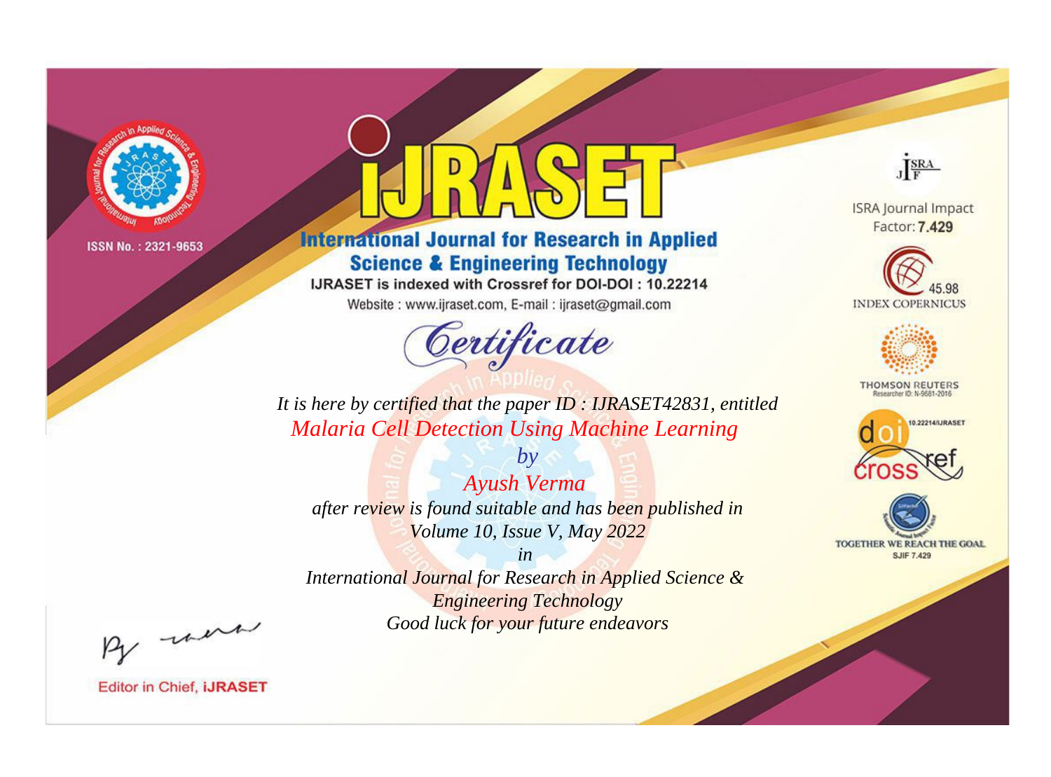ISSN No. : 2321-9653

# iJRASET

## International Journal for Research in Applied Science & Engineering Technology

IJRASET is indexed with Crossref for DOI-DOI : 10.22214

Website : www.ijraset.com, E-mail : ijraset@gmail.com

*Certificate*

*It is here by certified that the paper ID : IJRASET42831, entitled*

*Malaria Cell Detection Using Machine Learning*

*by*

*Ayush Verma*

*after review is found suitable and has been published in*

*Volume 10, Issue V, May 2022*

*in*

*International Journal for Research in Applied Science & Engineering Technology*

*Good luck for your future endeavors*

ISRA Journal Impact Factor: **7.429**

45.98 INDEX COPERNICUS

THOMSON REUTERS Researcher ID: N-9681-2016

10.22214/IJRASET

TOGETHER WE REACH THE GOAL SJIF 7.429

Editor in Chief, **iJRASET**